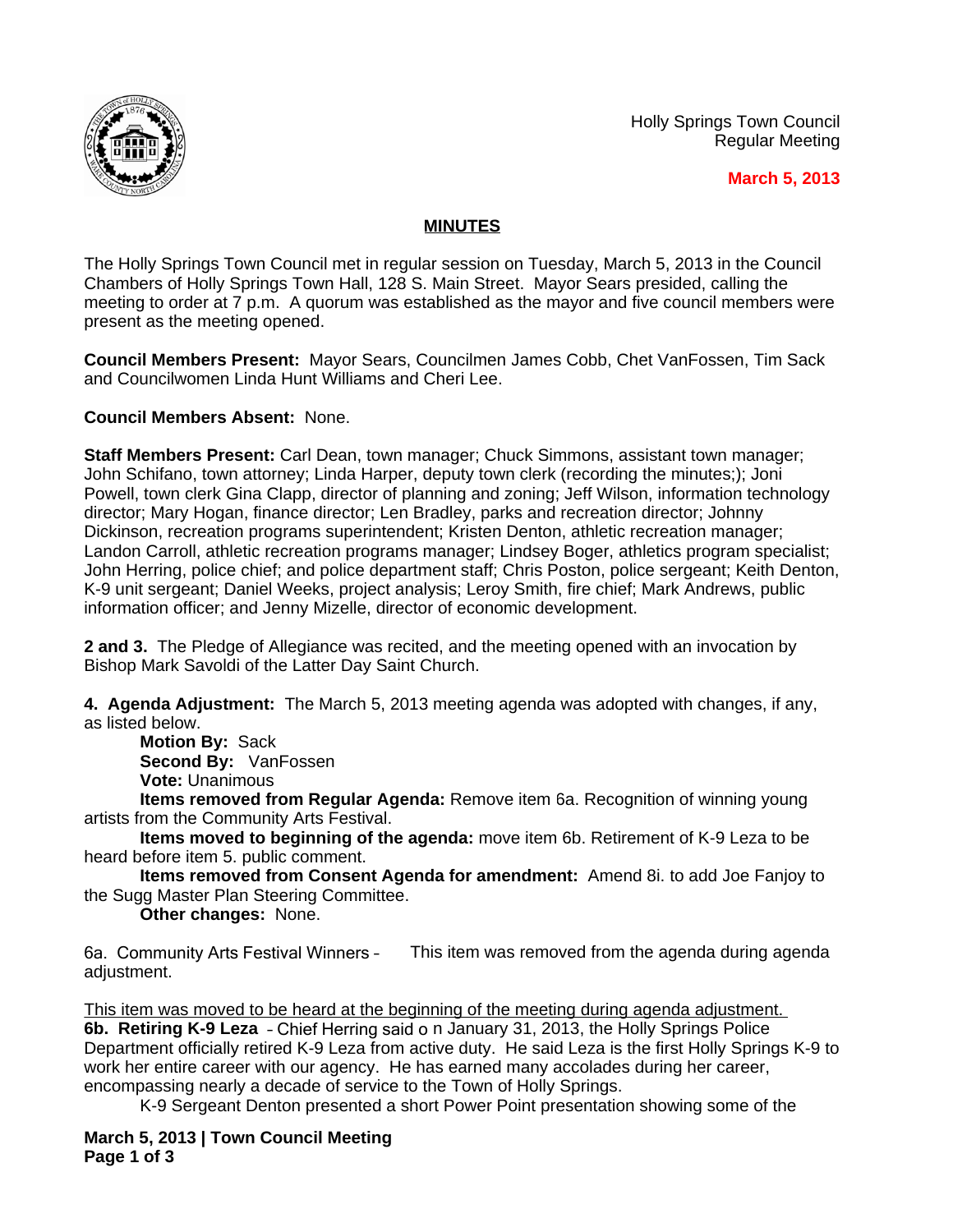Holly Springs Town Council
Regular Meeting

**March 5, 2013**

## MINUTES

The Holly Springs Town Council met in regular session on Tuesday, March 5, 2013 in the Council Chambers of Holly Springs Town Hall, 128 S. Main Street. Mayor Sears presided, calling the meeting to order at 7 p.m. A quorum was established as the mayor and five council members were present as the meeting opened.

**Council Members Present:** Mayor Sears, Councilmen James Cobb, Chet VanFossen, Tim Sack and Councilwomen Linda Hunt Williams and Cheri Lee.

**Council Members Absent:** None.

**Staff Members Present:** Carl Dean, town manager; Chuck Simmons, assistant town manager; John Schifano, town attorney; Linda Harper, deputy town clerk (recording the minutes;); Joni Powell, town clerk Gina Clapp, director of planning and zoning; Jeff Wilson, information technology director; Mary Hogan, finance director; Len Bradley, parks and recreation director; Johnny Dickinson, recreation programs superintendent; Kristen Denton, athletic recreation manager; Landon Carroll, athletic recreation programs manager; Lindsey Boger, athletics program specialist; John Herring, police chief; and police department staff; Chris Poston, police sergeant; Keith Denton, K-9 unit sergeant; Daniel Weeks, project analysis; Leroy Smith, fire chief; Mark Andrews, public information officer; and Jenny Mizelle, director of economic development.

**2 and 3.** The Pledge of Allegiance was recited, and the meeting opened with an invocation by Bishop Mark Savoldi of the Latter Day Saint Church.

**4. Agenda Adjustment:** The March 5, 2013 meeting agenda was adopted with changes, if any, as listed below.

**Motion By:** Sack
**Second By:** VanFossen
**Vote:** Unanimous
**Items removed from Regular Agenda:** Remove item 6a. Recognition of winning young artists from the Community Arts Festival.
**Items moved to beginning of the agenda:** move item 6b. Retirement of K-9 Leza to be heard before item 5. public comment.
**Items removed from Consent Agenda for amendment:** Amend 8i. to add Joe Fanjoy to the Sugg Master Plan Steering Committee.
**Other changes:** None.

6a. Community Arts Festival Winners – This item was removed from the agenda during agenda adjustment.

<u>This item was moved to be heard at the beginning of the meeting during agenda adjustment.</u>
**6b. Retiring K-9 Leza** – Chief Herring said on January 31, 2013, the Holly Springs Police Department officially retired K-9 Leza from active duty. He said Leza is the first Holly Springs K-9 to work her entire career with our agency. He has earned many accolades during her career, encompassing nearly a decade of service to the Town of Holly Springs.

K-9 Sergeant Denton presented a short Power Point presentation showing some of the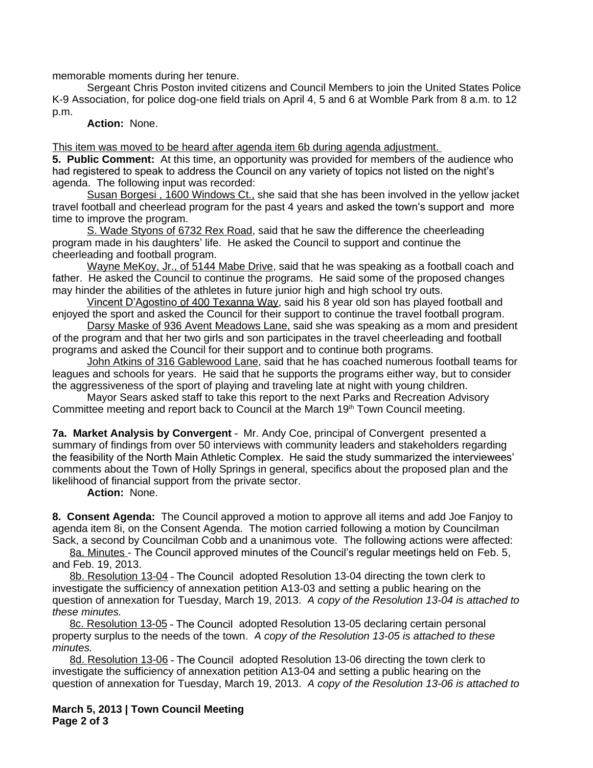memorable moments during her tenure.

Sergeant Chris Poston invited citizens and Council Members to join the United States Police K-9 Association, for police dog-one field trials on April 4, 5 and 6 at Womble Park from 8 a.m. to 12 p.m.

**Action:** None.

This item was moved to be heard after agenda item 6b during agenda adjustment.

**5. Public Comment:** At this time, an opportunity was provided for members of the audience who had registered to speak to address the Council on any variety of topics not listed on the night's agenda. The following input was recorded:

Susan Borgesi , 1600 Windows Ct., she said that she has been involved in the yellow jacket travel football and cheerlead program for the past 4 years and asked the town's support and more time to improve the program.

S. Wade Styons of 6732 Rex Road, said that he saw the difference the cheerleading program made in his daughters' life. He asked the Council to support and continue the cheerleading and football program.

Wayne MeKoy, Jr., of 5144 Mabe Drive, said that he was speaking as a football coach and father. He asked the Council to continue the programs. He said some of the proposed changes may hinder the abilities of the athletes in future junior high and high school try outs.

Vincent D'Agostino of 400 Texanna Way, said his 8 year old son has played football and enjoyed the sport and asked the Council for their support to continue the travel football program.

Darsy Maske of 936 Avent Meadows Lane, said she was speaking as a mom and president of the program and that her two girls and son participates in the travel cheerleading and football programs and asked the Council for their support and to continue both programs.

John Atkins of 316 Gablewood Lane, said that he has coached numerous football teams for leagues and schools for years. He said that he supports the programs either way, but to consider the aggressiveness of the sport of playing and traveling late at night with young children.

Mayor Sears asked staff to take this report to the next Parks and Recreation Advisory Committee meeting and report back to Council at the March 19th Town Council meeting.

**7a. Market Analysis by Convergent** – Mr. Andy Coe, principal of Convergent presented a summary of findings from over 50 interviews with community leaders and stakeholders regarding the feasibility of the North Main Athletic Complex. He said the study summarized the interviewees' comments about the Town of Holly Springs in general, specifics about the proposed plan and the likelihood of financial support from the private sector.

**Action:** None.

**8. Consent Agenda:** The Council approved a motion to approve all items and add Joe Fanjoy to agenda item 8i, on the Consent Agenda. The motion carried following a motion by Councilman Sack, a second by Councilman Cobb and a unanimous vote. The following actions were affected:

8a. Minutes - The Council approved minutes of the Council's regular meetings held on Feb. 5, and Feb. 19, 2013.

8b. Resolution 13-04 – The Council adopted Resolution 13-04 directing the town clerk to investigate the sufficiency of annexation petition A13-03 and setting a public hearing on the question of annexation for Tuesday, March 19, 2013. *A copy of the Resolution 13-04 is attached to these minutes.*

8c. Resolution 13-05 – The Council adopted Resolution 13-05 declaring certain personal property surplus to the needs of the town. *A copy of the Resolution 13-05 is attached to these minutes.*

8d. Resolution 13-06 – The Council adopted Resolution 13-06 directing the town clerk to investigate the sufficiency of annexation petition A13-04 and setting a public hearing on the question of annexation for Tuesday, March 19, 2013. *A copy of the Resolution 13-06 is attached to*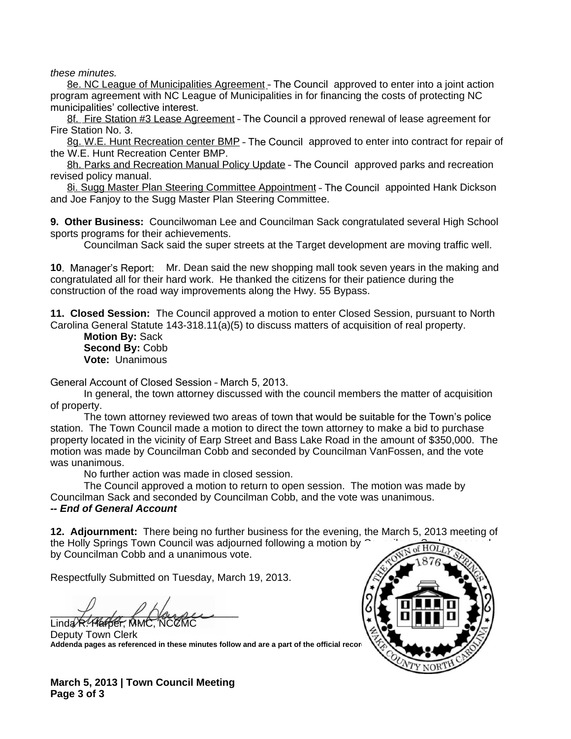*these minutes.*

8e. NC League of Municipalities Agreement - The Council approved to enter into a joint action program agreement with NC League of Municipalities in for financing the costs of protecting NC municipalities' collective interest.

8f. Fire Station #3 Lease Agreement - The Council a pproved renewal of lease agreement for Fire Station No. 3.

8g. W.E. Hunt Recreation center BMP - The Council approved to enter into contract for repair of the W.E. Hunt Recreation Center BMP.

8h. Parks and Recreation Manual Policy Update - The Council approved parks and recreation revised policy manual.

8i. Sugg Master Plan Steering Committee Appointment - The Council appointed Hank Dickson and Joe Fanjoy to the Sugg Master Plan Steering Committee.

**9. Other Business:** Councilwoman Lee and Councilman Sack congratulated several High School sports programs for their achievements.

Councilman Sack said the super streets at the Target development are moving traffic well.

**10**. Manager's Report: Mr. Dean said the new shopping mall took seven years in the making and congratulated all for their hard work. He thanked the citizens for their patience during the construction of the road way improvements along the Hwy. 55 Bypass.

**11. Closed Session:** The Council approved a motion to enter Closed Session, pursuant to North Carolina General Statute 143-318.11(a)(5) to discuss matters of acquisition of real property.

**Motion By:** Sack
**Second By:** Cobb
**Vote:** Unanimous

General Account of Closed Session - March 5, 2013.

In general, the town attorney discussed with the council members the matter of acquisition of property.

The town attorney reviewed two areas of town that would be suitable for the Town's police station. The Town Council made a motion to direct the town attorney to make a bid to purchase property located in the vicinity of Earp Street and Bass Lake Road in the amount of $350,000. The motion was made by Councilman Cobb and seconded by Councilman VanFossen, and the vote was unanimous.

No further action was made in closed session.

The Council approved a motion to return to open session. The motion was made by Councilman Sack and seconded by Councilman Cobb, and the vote was unanimous.

***-- End of General Account***

**12. Adjournment:** There being no further business for the evening, the March 5, 2013 meeting of the Holly Springs Town Council was adjourned following a motion by Councilman Sack, seconded by Councilman Cobb and a unanimous vote.

Respectfully Submitted on Tuesday, March 19, 2013.

Linda R. Harper, MMC, NCCMC
Deputy Town Clerk

**Addenda pages as referenced in these minutes follow and are a part of the official record.**

**March 5, 2013 | Town Council Meeting**